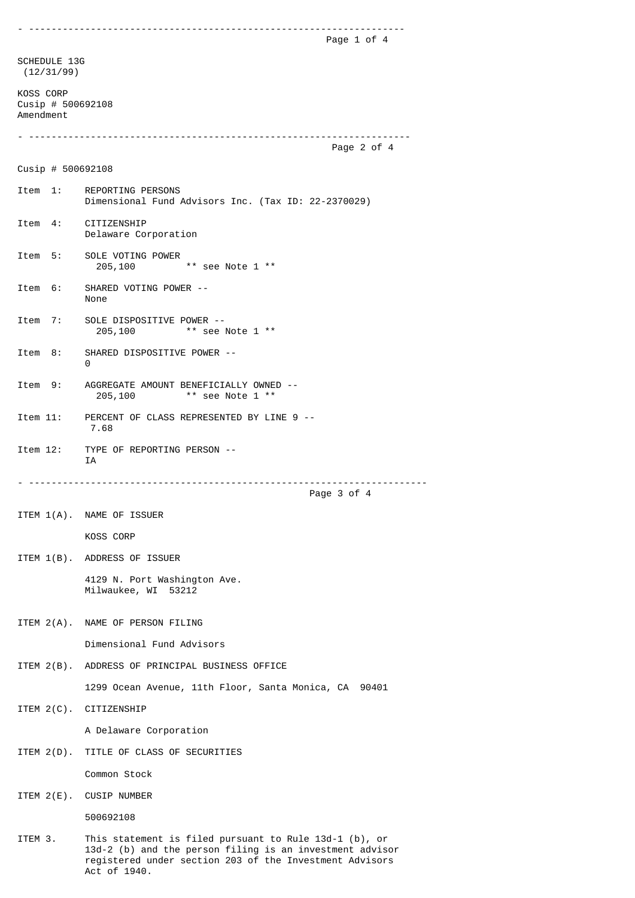SCHEDULE 13G
(12/31/99)

KOSS CORP
Cusip # 500692108
Amendment

Cusip # 500692108

Item 1: REPORTING PERSONS
Dimensional Fund Advisors Inc. (Tax ID: 22-2370029)

Item 4: CITIZENSHIP
Delaware Corporation

Item 5: SOLE VOTING POWER
205,100 ** see Note 1 **

Item 6: SHARED VOTING POWER --
None

Item 7: SOLE DISPOSITIVE POWER --
205,100 ** see Note 1 **

Item 8: SHARED DISPOSITIVE POWER --
0

Item 9: AGGREGATE AMOUNT BENEFICIALLY OWNED --
205,100 ** see Note 1 **

Item 11: PERCENT OF CLASS REPRESENTED BY LINE 9 --
7.68

Item 12: TYPE OF REPORTING PERSON --
IA

ITEM 1(A). NAME OF ISSUER

KOSS CORP

ITEM 1(B). ADDRESS OF ISSUER

4129 N. Port Washington Ave.
Milwaukee, WI 53212

ITEM 2(A). NAME OF PERSON FILING

Dimensional Fund Advisors

ITEM 2(B). ADDRESS OF PRINCIPAL BUSINESS OFFICE

1299 Ocean Avenue, 11th Floor, Santa Monica, CA 90401

ITEM 2(C). CITIZENSHIP

A Delaware Corporation

ITEM 2(D). TITLE OF CLASS OF SECURITIES

Common Stock

ITEM 2(E). CUSIP NUMBER

500692108

ITEM 3. This statement is filed pursuant to Rule 13d-1 (b), or 13d-2 (b) and the person filing is an investment advisor registered under section 203 of the Investment Advisors Act of 1940.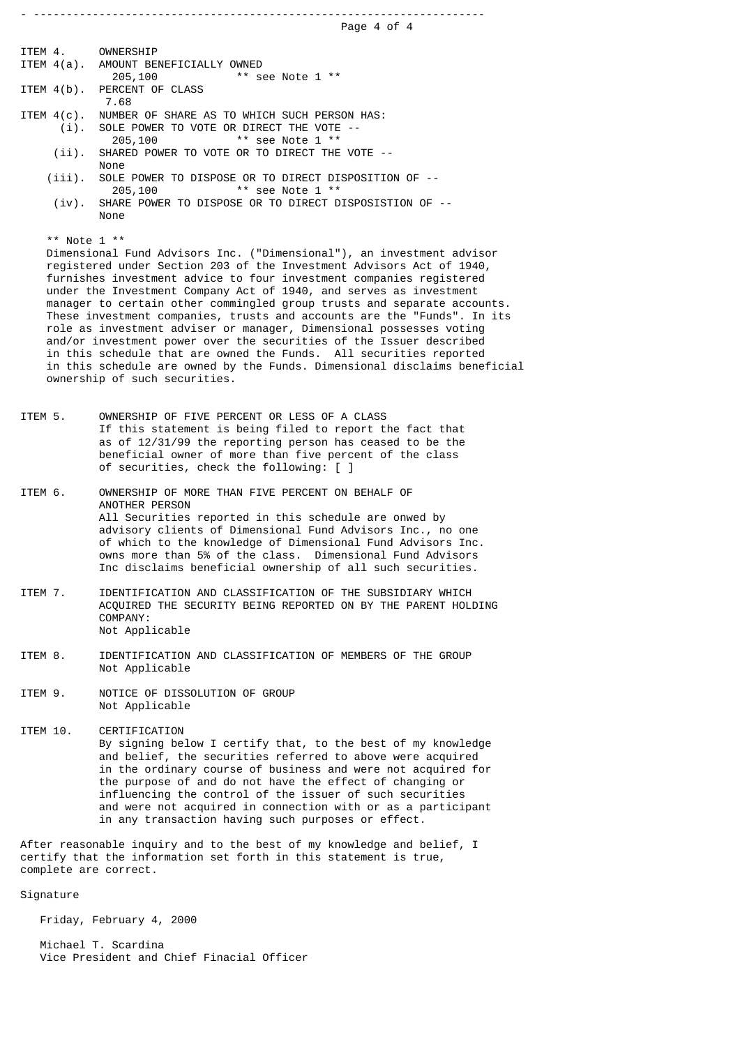ITEM 4. OWNERSHIP

ITEM 4(a). AMOUNT BENEFICIALLY OWNED
205,100 ** see Note 1 **

ITEM 4(b). PERCENT OF CLASS
7.68

ITEM 4(c). NUMBER OF SHARE AS TO WHICH SUCH PERSON HAS:

(i). SOLE POWER TO VOTE OR DIRECT THE VOTE --
205,100 ** see Note 1 **

(ii). SHARED POWER TO VOTE OR TO DIRECT THE VOTE --
None

(iii). SOLE POWER TO DISPOSE OR TO DIRECT DISPOSITION OF --
205,100 ** see Note 1 **

(iv). SHARE POWER TO DISPOSE OR TO DIRECT DISPOSISTION OF --
None

** Note 1 **

Dimensional Fund Advisors Inc. ("Dimensional"), an investment advisor registered under Section 203 of the Investment Advisors Act of 1940, furnishes investment advice to four investment companies registered under the Investment Company Act of 1940, and serves as investment manager to certain other commingled group trusts and separate accounts. These investment companies, trusts and accounts are the "Funds". In its role as investment adviser or manager, Dimensional possesses voting and/or investment power over the securities of the Issuer described in this schedule that are owned the Funds. All securities reported in this schedule are owned by the Funds. Dimensional disclaims beneficial ownership of such securities.

ITEM 5. OWNERSHIP OF FIVE PERCENT OR LESS OF A CLASS
If this statement is being filed to report the fact that as of 12/31/99 the reporting person has ceased to be the beneficial owner of more than five percent of the class of securities, check the following: [ ]

ITEM 6. OWNERSHIP OF MORE THAN FIVE PERCENT ON BEHALF OF ANOTHER PERSON
All Securities reported in this schedule are onwed by advisory clients of Dimensional Fund Advisors Inc., no one of which to the knowledge of Dimensional Fund Advisors Inc. owns more than 5% of the class. Dimensional Fund Advisors Inc disclaims beneficial ownership of all such securities.

ITEM 7. IDENTIFICATION AND CLASSIFICATION OF THE SUBSIDIARY WHICH ACQUIRED THE SECURITY BEING REPORTED ON BY THE PARENT HOLDING COMPANY:
Not Applicable

ITEM 8. IDENTIFICATION AND CLASSIFICATION OF MEMBERS OF THE GROUP
Not Applicable

ITEM 9. NOTICE OF DISSOLUTION OF GROUP
Not Applicable

ITEM 10. CERTIFICATION
By signing below I certify that, to the best of my knowledge and belief, the securities referred to above were acquired in the ordinary course of business and were not acquired for the purpose of and do not have the effect of changing or influencing the control of the issuer of such securities and were not acquired in connection with or as a participant in any transaction having such purposes or effect.

After reasonable inquiry and to the best of my knowledge and belief, I certify that the information set forth in this statement is true, complete are correct.

Signature

Friday, February 4, 2000

Michael T. Scardina
Vice President and Chief Finacial Officer